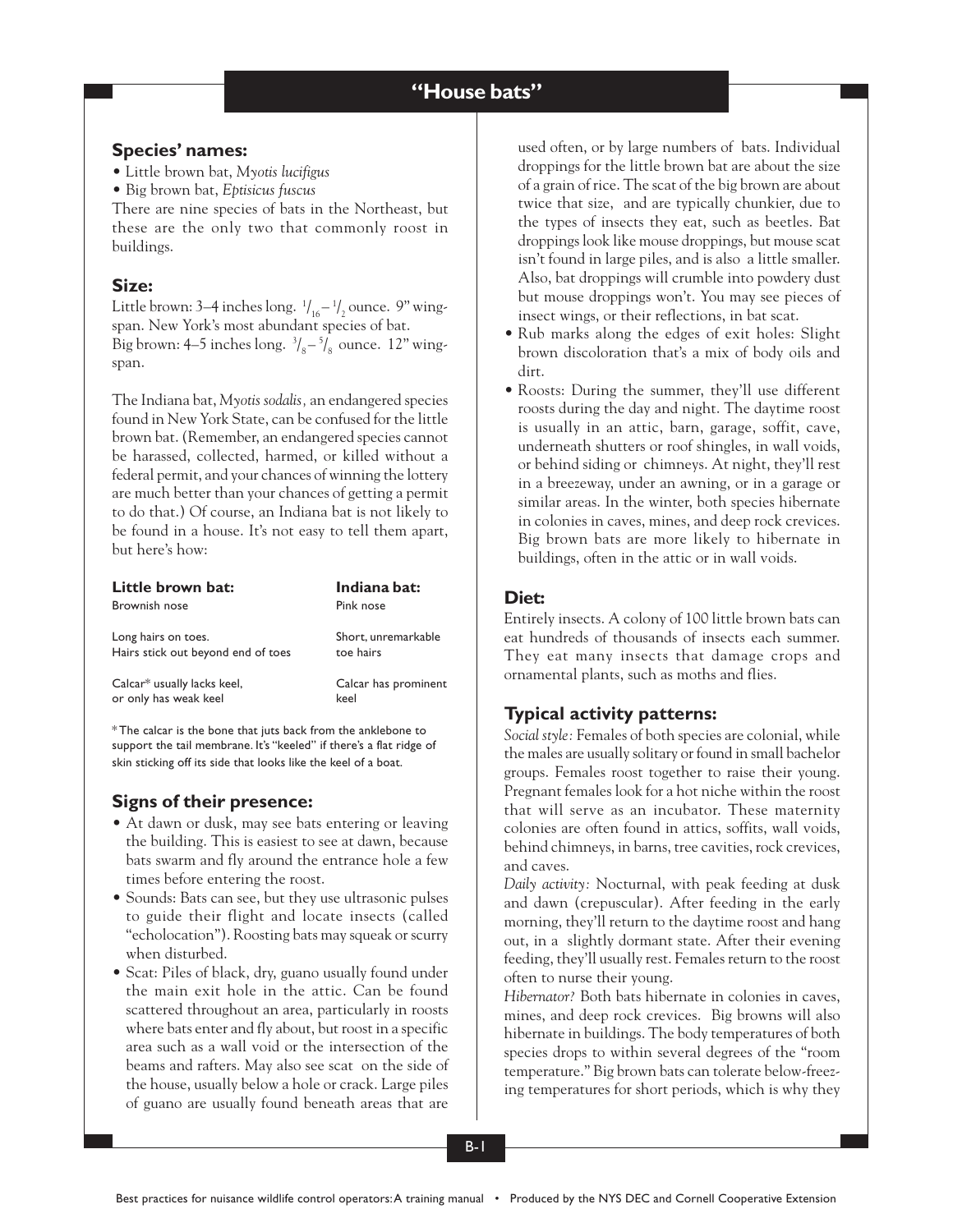# "House bats"

## Species' names:

- Little brown bat, *Myotis lucifigus*
- Big brown bat, *Eptisicus fuscus*

There are nine species of bats in the Northeast, but these are the only two that commonly roost in buildings.

## Size:

Little brown: 3–4 inches long. $^{1}/_{16}$ – $^{1}/_{2}$ ounce. 9" wingspan. New York's most abundant species of bat.
Big brown: 4–5 inches long. $^{3}/_{8}$ – $^{5}/_{8}$ ounce. 12" wingspan.

The Indiana bat, *Myotis sodalis*, an endangered species found in New York State, can be confused for the little brown bat. (Remember, an endangered species cannot be harassed, collected, harmed, or killed without a federal permit, and your chances of winning the lottery are much better than your chances of getting a permit to do that.) Of course, an Indiana bat is not likely to be found in a house. It's not easy to tell them apart, but here's how:

| Little brown bat: | Indiana bat: |
|---|---|
| Brownish nose | Pink nose |
| Long hairs on toes. Hairs stick out beyond end of toes | Short, unremarkable toe hairs |
| Calcar* usually lacks keel, or only has weak keel | Calcar has prominent keel |

*The calcar is the bone that juts back from the anklebone to support the tail membrane. It's "keeled" if there's a flat ridge of skin sticking off its side that looks like the keel of a boat.

## Signs of their presence:

- At dawn or dusk, may see bats entering or leaving the building. This is easiest to see at dawn, because bats swarm and fly around the entrance hole a few times before entering the roost.
- Sounds: Bats can see, but they use ultrasonic pulses to guide their flight and locate insects (called "echolocation"). Roosting bats may squeak or scurry when disturbed.
- Scat: Piles of black, dry, guano usually found under the main exit hole in the attic. Can be found scattered throughout an area, particularly in roosts where bats enter and fly about, but roost in a specific area such as a wall void or the intersection of the beams and rafters. May also see scat on the side of the house, usually below a hole or crack. Large piles of guano are usually found beneath areas that are used often, or by large numbers of bats. Individual droppings for the little brown bat are about the size of a grain of rice. The scat of the big brown are about twice that size, and are typically chunkier, due to the types of insects they eat, such as beetles. Bat droppings look like mouse droppings, but mouse scat isn't found in large piles, and is also a little smaller. Also, bat droppings will crumble into powdery dust but mouse droppings won't. You may see pieces of insect wings, or their reflections, in bat scat.
- Rub marks along the edges of exit holes: Slight brown discoloration that's a mix of body oils and dirt.
- Roosts: During the summer, they'll use different roosts during the day and night. The daytime roost is usually in an attic, barn, garage, soffit, cave, underneath shutters or roof shingles, in wall voids, or behind siding or chimneys. At night, they'll rest in a breezeway, under an awning, or in a garage or similar areas. In the winter, both species hibernate in colonies in caves, mines, and deep rock crevices. Big brown bats are more likely to hibernate in buildings, often in the attic or in wall voids.

## Diet:

Entirely insects. A colony of 100 little brown bats can eat hundreds of thousands of insects each summer. They eat many insects that damage crops and ornamental plants, such as moths and flies.

## Typical activity patterns:

*Social style:* Females of both species are colonial, while the males are usually solitary or found in small bachelor groups. Females roost together to raise their young. Pregnant females look for a hot niche within the roost that will serve as an incubator. These maternity colonies are often found in attics, soffits, wall voids, behind chimneys, in barns, tree cavities, rock crevices, and caves.

*Daily activity:* Nocturnal, with peak feeding at dusk and dawn (crepuscular). After feeding in the early morning, they'll return to the daytime roost and hang out, in a slightly dormant state. After their evening feeding, they'll usually rest. Females return to the roost often to nurse their young.

*Hibernator?* Both bats hibernate in colonies in caves, mines, and deep rock crevices. Big browns will also hibernate in buildings. The body temperatures of both species drops to within several degrees of the "room temperature." Big brown bats can tolerate below-freezing temperatures for short periods, which is why they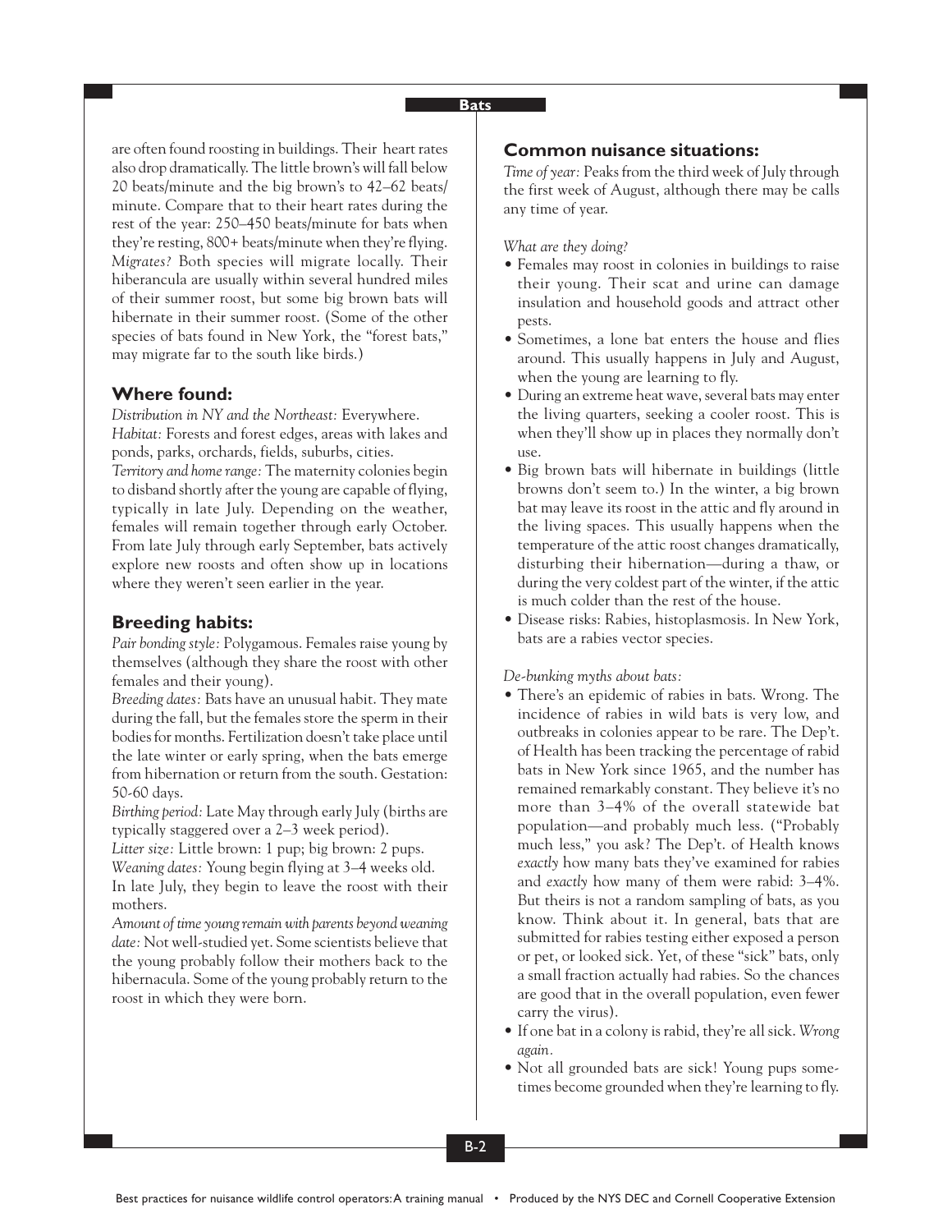are often found roosting in buildings. Their heart rates also drop dramatically. The little brown's will fall below 20 beats/minute and the big brown's to 42–62 beats/minute. Compare that to their heart rates during the rest of the year: 250–450 beats/minute for bats when they're resting, 800+ beats/minute when they're flying.

*Migrates?* Both species will migrate locally. Their hiberancula are usually within several hundred miles of their summer roost, but some big brown bats will hibernate in their summer roost. (Some of the other species of bats found in New York, the "forest bats," may migrate far to the south like birds.)

## Where found:

*Distribution in NY and the Northeast:* Everywhere.

*Habitat:* Forests and forest edges, areas with lakes and ponds, parks, orchards, fields, suburbs, cities.

*Territory and home range:* The maternity colonies begin to disband shortly after the young are capable of flying, typically in late July. Depending on the weather, females will remain together through early October. From late July through early September, bats actively explore new roosts and often show up in locations where they weren't seen earlier in the year.

## Breeding habits:

*Pair bonding style:* Polygamous. Females raise young by themselves (although they share the roost with other females and their young).

*Breeding dates:* Bats have an unusual habit. They mate during the fall, but the females store the sperm in their bodies for months. Fertilization doesn't take place until the late winter or early spring, when the bats emerge from hibernation or return from the south. Gestation: 50-60 days.

*Birthing period:* Late May through early July (births are typically staggered over a 2–3 week period).

*Litter size:* Little brown: 1 pup; big brown: 2 pups.

*Weaning dates:* Young begin flying at 3–4 weeks old. In late July, they begin to leave the roost with their mothers.

*Amount of time young remain with parents beyond weaning date:* Not well-studied yet. Some scientists believe that the young probably follow their mothers back to the hibernacula. Some of the young probably return to the roost in which they were born.

## Common nuisance situations:

*Time of year:* Peaks from the third week of July through the first week of August, although there may be calls any time of year.

*What are they doing?*

- Females may roost in colonies in buildings to raise their young. Their scat and urine can damage insulation and household goods and attract other pests.
- Sometimes, a lone bat enters the house and flies around. This usually happens in July and August, when the young are learning to fly.
- During an extreme heat wave, several bats may enter the living quarters, seeking a cooler roost. This is when they'll show up in places they normally don't use.
- Big brown bats will hibernate in buildings (little browns don't seem to.) In the winter, a big brown bat may leave its roost in the attic and fly around in the living spaces. This usually happens when the temperature of the attic roost changes dramatically, disturbing their hibernation—during a thaw, or during the very coldest part of the winter, if the attic is much colder than the rest of the house.
- Disease risks: Rabies, histoplasmosis. In New York, bats are a rabies vector species.

*De-bunking myths about bats:*

- There's an epidemic of rabies in bats. Wrong. The incidence of rabies in wild bats is very low, and outbreaks in colonies appear to be rare. The Dep't. of Health has been tracking the percentage of rabid bats in New York since 1965, and the number has remained remarkably constant. They believe it's no more than 3–4% of the overall statewide bat population—and probably much less. ("Probably much less," you ask? The Dep't. of Health knows *exactly* how many bats they've examined for rabies and *exactly* how many of them were rabid: 3–4%. But theirs is not a random sampling of bats, as you know. Think about it. In general, bats that are submitted for rabies testing either exposed a person or pet, or looked sick. Yet, of these "sick" bats, only a small fraction actually had rabies. So the chances are good that in the overall population, even fewer carry the virus).
- If one bat in a colony is rabid, they're all sick. *Wrong again.*
- Not all grounded bats are sick! Young pups sometimes become grounded when they're learning to fly.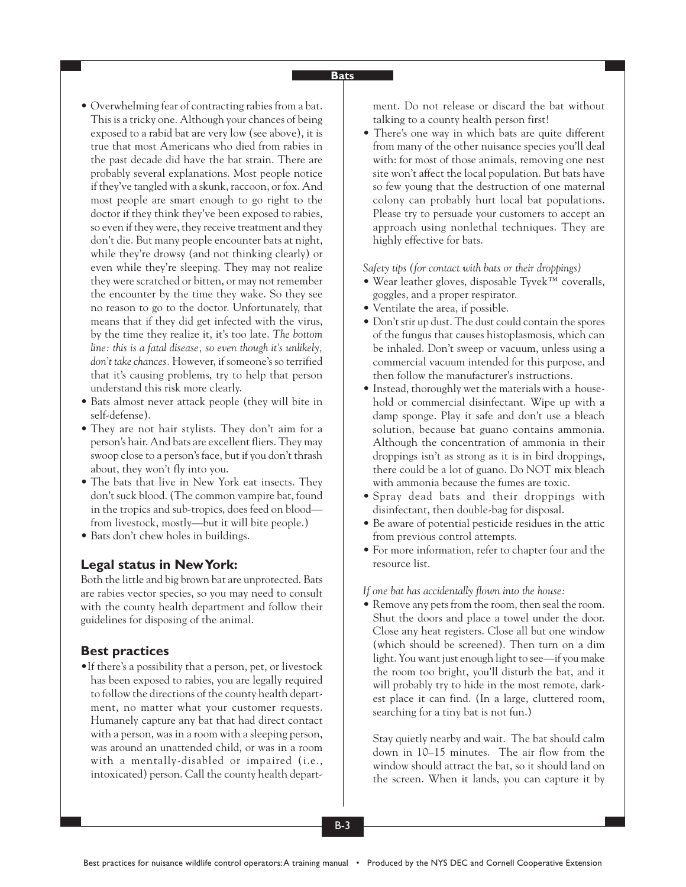- Overwhelming fear of contracting rabies from a bat. This is a tricky one. Although your chances of being exposed to a rabid bat are very low (see above), it is true that most Americans who died from rabies in the past decade did have the bat strain. There are probably several explanations. Most people notice if they've tangled with a skunk, raccoon, or fox. And most people are smart enough to go right to the doctor if they think they've been exposed to rabies, so even if they were, they receive treatment and they don't die. But many people encounter bats at night, while they're drowsy (and not thinking clearly) or even while they're sleeping. They may not realize they were scratched or bitten, or may not remember the encounter by the time they wake. So they see no reason to go to the doctor. Unfortunately, that means that if they did get infected with the virus, by the time they realize it, it's too late. *The bottom line: this is a fatal disease, so even though it's unlikely, don't take chances.* However, if someone's so terrified that it's causing problems, try to help that person understand this risk more clearly.
- Bats almost never attack people (they will bite in self-defense).
- They are not hair stylists. They don't aim for a person's hair. And bats are excellent fliers. They may swoop close to a person's face, but if you don't thrash about, they won't fly into you.
- The bats that live in New York eat insects. They don't suck blood. (The common vampire bat, found in the tropics and sub-tropics, does feed on blood—from livestock, mostly—but it will bite people.)
- Bats don't chew holes in buildings.

### Legal status in New York:

Both the little and big brown bat are unprotected. Bats are rabies vector species, so you may need to consult with the county health department and follow their guidelines for disposing of the animal.

### Best practices

- If there's a possibility that a person, pet, or livestock has been exposed to rabies, you are legally required to follow the directions of the county health department, no matter what your customer requests. Humanely capture any bat that had direct contact with a person, was in a room with a sleeping person, was around an unattended child, or was in a room with a mentally-disabled or impaired (i.e., intoxicated) person. Call the county health department. Do not release or discard the bat without talking to a county health person first!
- There's one way in which bats are quite different from many of the other nuisance species you'll deal with: for most of those animals, removing one nest site won't affect the local population. But bats have so few young that the destruction of one maternal colony can probably hurt local bat populations. Please try to persuade your customers to accept an approach using nonlethal techniques. They are highly effective for bats.

*Safety tips (for contact with bats or their droppings)*

- Wear leather gloves, disposable Tyvek™ coveralls, goggles, and a proper respirator.
- Ventilate the area, if possible.
- Don't stir up dust. The dust could contain the spores of the fungus that causes histoplasmosis, which can be inhaled. Don't sweep or vacuum, unless using a commercial vacuum intended for this purpose, and then follow the manufacturer's instructions.
- Instead, thoroughly wet the materials with a household or commercial disinfectant. Wipe up with a damp sponge. Play it safe and don't use a bleach solution, because bat guano contains ammonia. Although the concentration of ammonia in their droppings isn't as strong as it is in bird droppings, there could be a lot of guano. Do NOT mix bleach with ammonia because the fumes are toxic.
- Spray dead bats and their droppings with disinfectant, then double-bag for disposal.
- Be aware of potential pesticide residues in the attic from previous control attempts.
- For more information, refer to chapter four and the resource list.

*If one bat has accidentally flown into the house:*

- Remove any pets from the room, then seal the room. Shut the doors and place a towel under the door. Close any heat registers. Close all but one window (which should be screened). Then turn on a dim light. You want just enough light to see—if you make the room too bright, you'll disturb the bat, and it will probably try to hide in the most remote, darkest place it can find. (In a large, cluttered room, searching for a tiny bat is not fun.)

  Stay quietly nearby and wait. The bat should calm down in 10–15 minutes. The air flow from the window should attract the bat, so it should land on the screen. When it lands, you can capture it by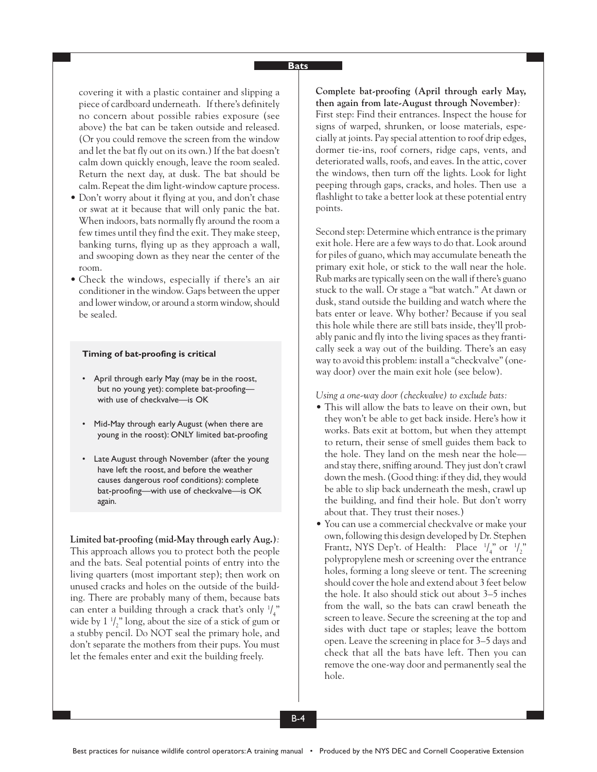covering it with a plastic container and slipping a piece of cardboard underneath. If there's definitely no concern about possible rabies exposure (see above) the bat can be taken outside and released. (Or you could remove the screen from the window and let the bat fly out on its own.) If the bat doesn't calm down quickly enough, leave the room sealed. Return the next day, at dusk. The bat should be calm. Repeat the dim light-window capture process.

- Don't worry about it flying at you, and don't chase or swat at it because that will only panic the bat. When indoors, bats normally fly around the room a few times until they find the exit. They make steep, banking turns, flying up as they approach a wall, and swooping down as they near the center of the room.
- Check the windows, especially if there's an air conditioner in the window. Gaps between the upper and lower window, or around a storm window, should be sealed.

**Timing of bat-proofing is critical**

- April through early May (may be in the roost, but no young yet): complete bat-proofing—with use of checkvalve—is OK
- Mid-May through early August (when there are young in the roost): ONLY limited bat-proofing
- Late August through November (after the young have left the roost, and before the weather causes dangerous roof conditions): complete bat-proofing—with use of checkvalve—is OK again.

**Limited bat-proofing (mid-May through early Aug.)**: This approach allows you to protect both the people and the bats. Seal potential points of entry into the living quarters (most important step); then work on unused cracks and holes on the outside of the building. There are probably many of them, because bats can enter a building through a crack that's only 1/4" wide by 1 1/2" long, about the size of a stick of gum or a stubby pencil. Do NOT seal the primary hole, and don't separate the mothers from their pups. You must let the females enter and exit the building freely.

**Complete bat-proofing (April through early May, then again from late-August through November)**: First step: Find their entrances. Inspect the house for signs of warped, shrunken, or loose materials, especially at joints. Pay special attention to roof drip edges, dormer tie-ins, roof corners, ridge caps, vents, and deteriorated walls, roofs, and eaves. In the attic, cover the windows, then turn off the lights. Look for light peeping through gaps, cracks, and holes. Then use a flashlight to take a better look at these potential entry points.

Second step: Determine which entrance is the primary exit hole. Here are a few ways to do that. Look around for piles of guano, which may accumulate beneath the primary exit hole, or stick to the wall near the hole. Rub marks are typically seen on the wall if there's guano stuck to the wall. Or stage a "bat watch." At dawn or dusk, stand outside the building and watch where the bats enter or leave. Why bother? Because if you seal this hole while there are still bats inside, they'll probably panic and fly into the living spaces as they frantically seek a way out of the building. There's an easy way to avoid this problem: install a "checkvalve" (one-way door) over the main exit hole (see below).

*Using a one-way door (checkvalve) to exclude bats:*

- This will allow the bats to leave on their own, but they won't be able to get back inside. Here's how it works. Bats exit at bottom, but when they attempt to return, their sense of smell guides them back to the hole. They land on the mesh near the hole—and stay there, sniffing around. They just don't crawl down the mesh. (Good thing: if they did, they would be able to slip back underneath the mesh, crawl up the building, and find their hole. But don't worry about that. They trust their noses.)
- You can use a commercial checkvalve or make your own, following this design developed by Dr. Stephen Frantz, NYS Dep't. of Health: Place 1/4" or 1/2" polypropylene mesh or screening over the entrance holes, forming a long sleeve or tent. The screening should cover the hole and extend about 3 feet below the hole. It also should stick out about 3–5 inches from the wall, so the bats can crawl beneath the screen to leave. Secure the screening at the top and sides with duct tape or staples; leave the bottom open. Leave the screening in place for 3–5 days and check that all the bats have left. Then you can remove the one-way door and permanently seal the hole.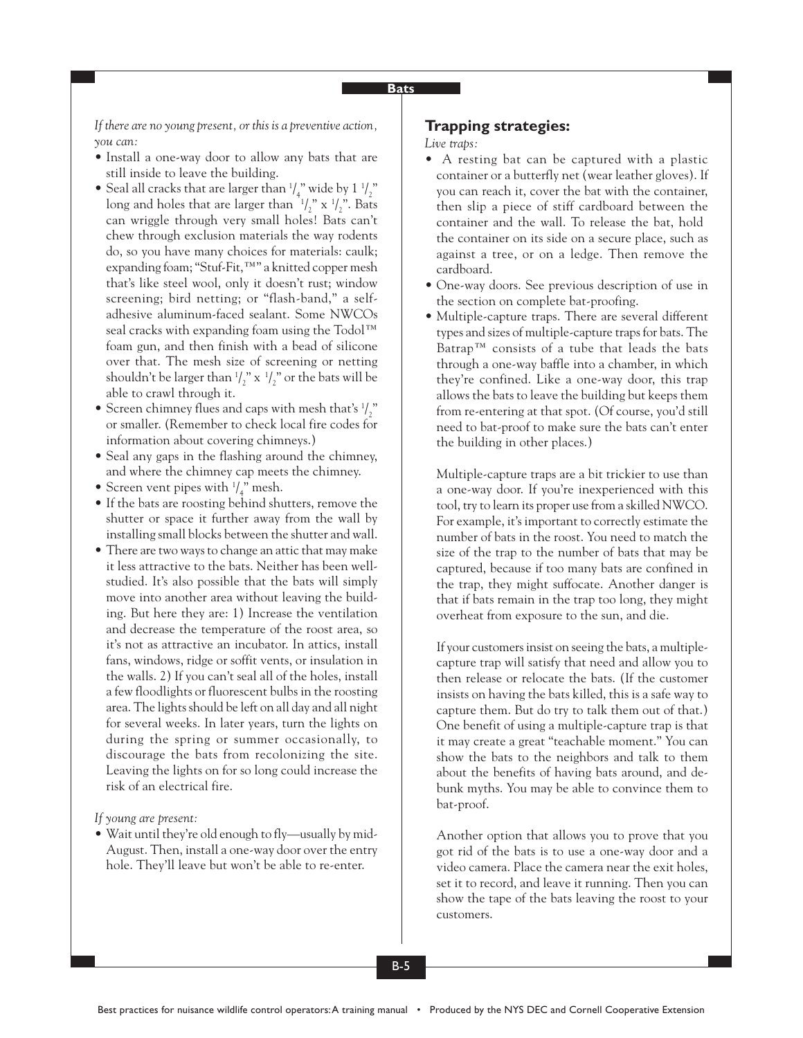*If there are no young present, or this is a preventive action, you can:*

- Install a one-way door to allow any bats that are still inside to leave the building.
- Seal all cracks that are larger than $^1/_4$" wide by 1 $^1/_2$" long and holes that are larger than $^1/_2$" x $^1/_2$". Bats can wriggle through very small holes! Bats can't chew through exclusion materials the way rodents do, so you have many choices for materials: caulk; expanding foam; "Stuf-Fit,™" a knitted copper mesh that's like steel wool, only it doesn't rust; window screening; bird netting; or "flash-band," a self-adhesive aluminum-faced sealant. Some NWCOs seal cracks with expanding foam using the Todol™ foam gun, and then finish with a bead of silicone over that. The mesh size of screening or netting shouldn't be larger than $^1/_2$" x $^1/_2$" or the bats will be able to crawl through it.
- Screen chimney flues and caps with mesh that's $^1/_2$" or smaller. (Remember to check local fire codes for information about covering chimneys.)
- Seal any gaps in the flashing around the chimney, and where the chimney cap meets the chimney.
- Screen vent pipes with $^1/_4$" mesh.
- If the bats are roosting behind shutters, remove the shutter or space it further away from the wall by installing small blocks between the shutter and wall.
- There are two ways to change an attic that may make it less attractive to the bats. Neither has been well-studied. It's also possible that the bats will simply move into another area without leaving the building. But here they are: 1) Increase the ventilation and decrease the temperature of the roost area, so it's not as attractive an incubator. In attics, install fans, windows, ridge or soffit vents, or insulation in the walls. 2) If you can't seal all of the holes, install a few floodlights or fluorescent bulbs in the roosting area. The lights should be left on all day and all night for several weeks. In later years, turn the lights on during the spring or summer occasionally, to discourage the bats from recolonizing the site. Leaving the lights on for so long could increase the risk of an electrical fire.

*If young are present:*

- Wait until they're old enough to fly—usually by mid-August. Then, install a one-way door over the entry hole. They'll leave but won't be able to re-enter.

## Trapping strategies:

*Live traps:*

- A resting bat can be captured with a plastic container or a butterfly net (wear leather gloves). If you can reach it, cover the bat with the container, then slip a piece of stiff cardboard between the container and the wall. To release the bat, hold the container on its side on a secure place, such as against a tree, or on a ledge. Then remove the cardboard.
- One-way doors. See previous description of use in the section on complete bat-proofing.
- Multiple-capture traps. There are several different types and sizes of multiple-capture traps for bats. The Batrap™ consists of a tube that leads the bats through a one-way baffle into a chamber, in which they're confined. Like a one-way door, this trap allows the bats to leave the building but keeps them from re-entering at that spot. (Of course, you'd still need to bat-proof to make sure the bats can't enter the building in other places.)

  Multiple-capture traps are a bit trickier to use than a one-way door. If you're inexperienced with this tool, try to learn its proper use from a skilled NWCO. For example, it's important to correctly estimate the number of bats in the roost. You need to match the size of the trap to the number of bats that may be captured, because if too many bats are confined in the trap, they might suffocate. Another danger is that if bats remain in the trap too long, they might overheat from exposure to the sun, and die.

  If your customers insist on seeing the bats, a multiple-capture trap will satisfy that need and allow you to then release or relocate the bats. (If the customer insists on having the bats killed, this is a safe way to capture them. But do try to talk them out of that.) One benefit of using a multiple-capture trap is that it may create a great "teachable moment." You can show the bats to the neighbors and talk to them about the benefits of having bats around, and debunk myths. You may be able to convince them to bat-proof.

  Another option that allows you to prove that you got rid of the bats is to use a one-way door and a video camera. Place the camera near the exit holes, set it to record, and leave it running. Then you can show the tape of the bats leaving the roost to your customers.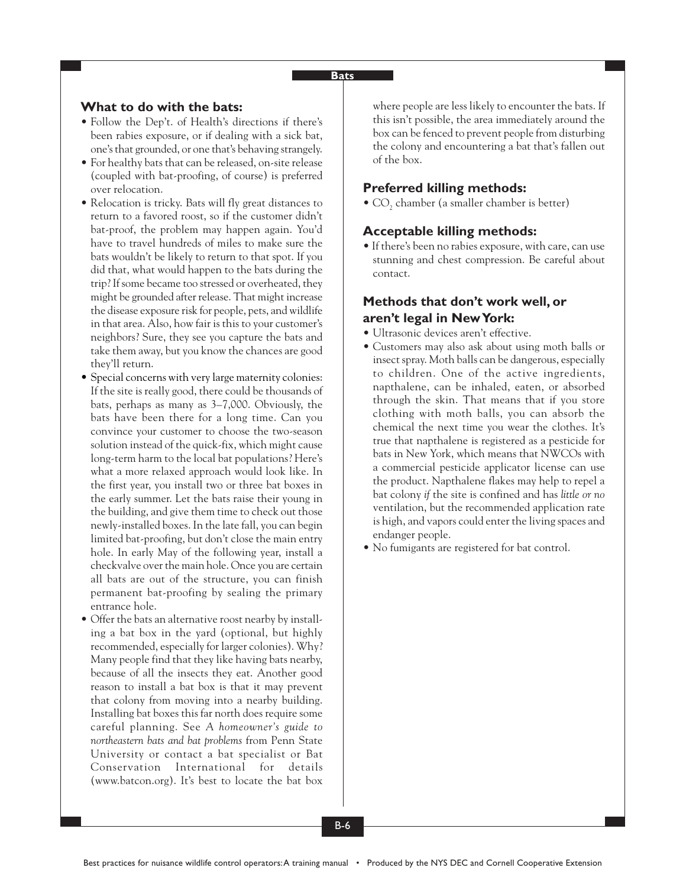### What to do with the bats:

- Follow the Dep't. of Health's directions if there's been rabies exposure, or if dealing with a sick bat, one's that grounded, or one that's behaving strangely.
- For healthy bats that can be released, on-site release (coupled with bat-proofing, of course) is preferred over relocation.
- Relocation is tricky. Bats will fly great distances to return to a favored roost, so if the customer didn't bat-proof, the problem may happen again. You'd have to travel hundreds of miles to make sure the bats wouldn't be likely to return to that spot. If you did that, what would happen to the bats during the trip? If some became too stressed or overheated, they might be grounded after release. That might increase the disease exposure risk for people, pets, and wildlife in that area. Also, how fair is this to your customer's neighbors? Sure, they see you capture the bats and take them away, but you know the chances are good they'll return.
- Special concerns with very large maternity colonies: If the site is really good, there could be thousands of bats, perhaps as many as 3–7,000. Obviously, the bats have been there for a long time. Can you convince your customer to choose the two-season solution instead of the quick-fix, which might cause long-term harm to the local bat populations? Here's what a more relaxed approach would look like. In the first year, you install two or three bat boxes in the early summer. Let the bats raise their young in the building, and give them time to check out those newly-installed boxes. In the late fall, you can begin limited bat-proofing, but don't close the main entry hole. In early May of the following year, install a checkvalve over the main hole. Once you are certain all bats are out of the structure, you can finish permanent bat-proofing by sealing the primary entrance hole.
- Offer the bats an alternative roost nearby by installing a bat box in the yard (optional, but highly recommended, especially for larger colonies). Why? Many people find that they like having bats nearby, because of all the insects they eat. Another good reason to install a bat box is that it may prevent that colony from moving into a nearby building. Installing bat boxes this far north does require some careful planning. See *A homeowner's guide to northeastern bats and bat problems* from Penn State University or contact a bat specialist or Bat Conservation International for details (www.batcon.org). It's best to locate the bat box where people are less likely to encounter the bats. If this isn't possible, the area immediately around the box can be fenced to prevent people from disturbing the colony and encountering a bat that's fallen out of the box.

### Preferred killing methods:

- $CO_2$ chamber (a smaller chamber is better)

### Acceptable killing methods:

- If there's been no rabies exposure, with care, can use stunning and chest compression. Be careful about contact.

### Methods that don't work well, or aren't legal in New York:

- Ultrasonic devices aren't effective.
- Customers may also ask about using moth balls or insect spray. Moth balls can be dangerous, especially to children. One of the active ingredients, napthalene, can be inhaled, eaten, or absorbed through the skin. That means that if you store clothing with moth balls, you can absorb the chemical the next time you wear the clothes. It's true that napthalene is registered as a pesticide for bats in New York, which means that NWCOs with a commercial pesticide applicator license can use the product. Napthalene flakes may help to repel a bat colony *if* the site is confined and has *little or no* ventilation, but the recommended application rate is high, and vapors could enter the living spaces and endanger people.
- No fumigants are registered for bat control.